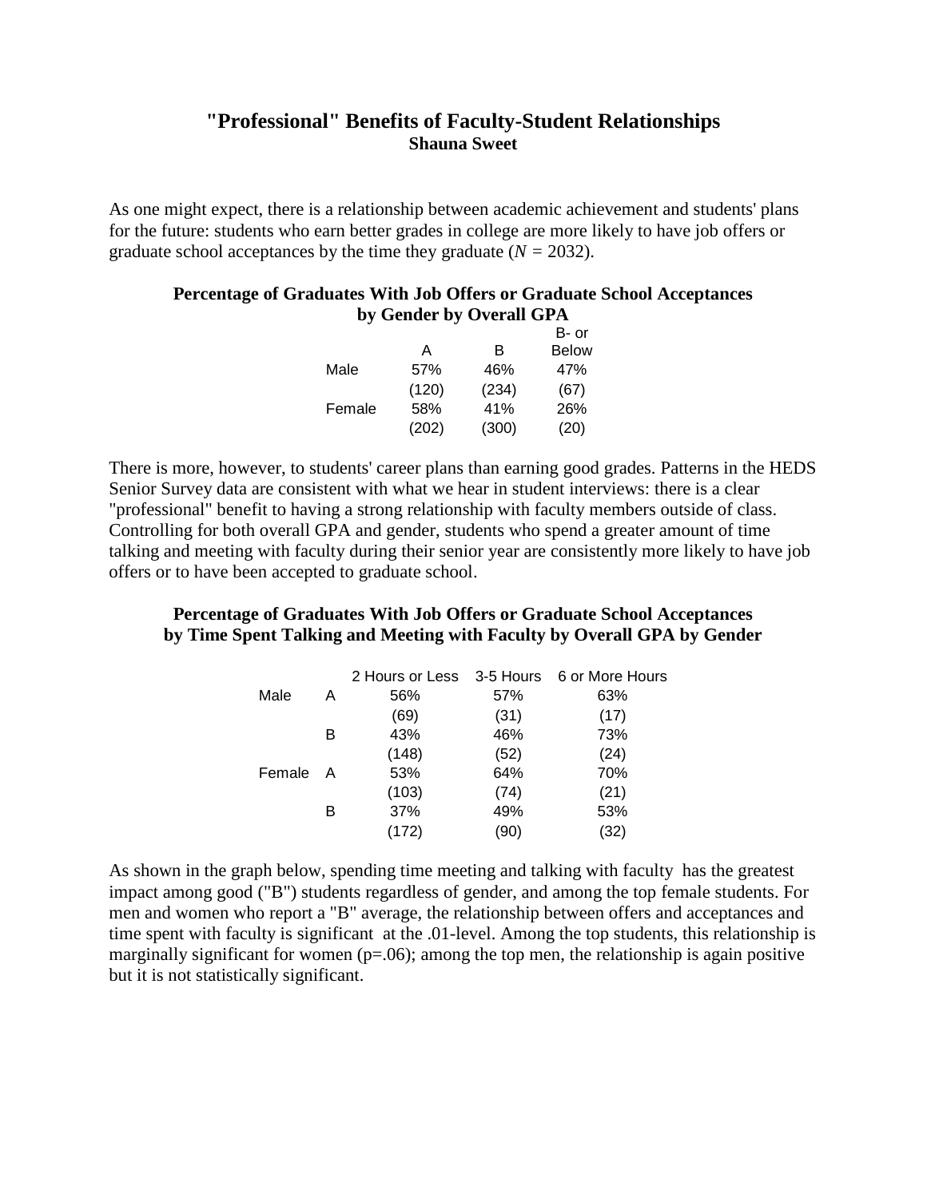# "Professional" Benefits of Faculty-Student Relationships

**Shauna Sweet**

As one might expect, there is a relationship between academic achievement and students' plans for the future: students who earn better grades in college are more likely to have job offers or graduate school acceptances by the time they graduate ($N$ = 2032).

**Percentage of Graduates With Job Offers or Graduate School Acceptances by Gender by Overall GPA**

| | A | B | B- or Below |
|---|---|---|---|
| Male | 57% | 46% | 47% |
| | (120) | (234) | (67) |
| Female | 58% | 41% | 26% |
| | (202) | (300) | (20) |

There is more, however, to students' career plans than earning good grades. Patterns in the HEDS Senior Survey data are consistent with what we hear in student interviews: there is a clear "professional" benefit to having a strong relationship with faculty members outside of class. Controlling for both overall GPA and gender, students who spend a greater amount of time talking and meeting with faculty during their senior year are consistently more likely to have job offers or to have been accepted to graduate school.

**Percentage of Graduates With Job Offers or Graduate School Acceptances by Time Spent Talking and Meeting with Faculty by Overall GPA by Gender**

| | | 2 Hours or Less | 3-5 Hours | 6 or More Hours |
|---|---|---|---|---|
| Male | A | 56% | 57% | 63% |
| | | (69) | (31) | (17) |
| | B | 43% | 46% | 73% |
| | | (148) | (52) | (24) |
| Female | A | 53% | 64% | 70% |
| | | (103) | (74) | (21) |
| | B | 37% | 49% | 53% |
| | | (172) | (90) | (32) |

As shown in the graph below, spending time meeting and talking with faculty has the greatest impact among good ("B") students regardless of gender, and among the top female students. For men and women who report a "B" average, the relationship between offers and acceptances and time spent with faculty is significant at the .01-level. Among the top students, this relationship is marginally significant for women ($p$=.06); among the top men, the relationship is again positive but it is not statistically significant.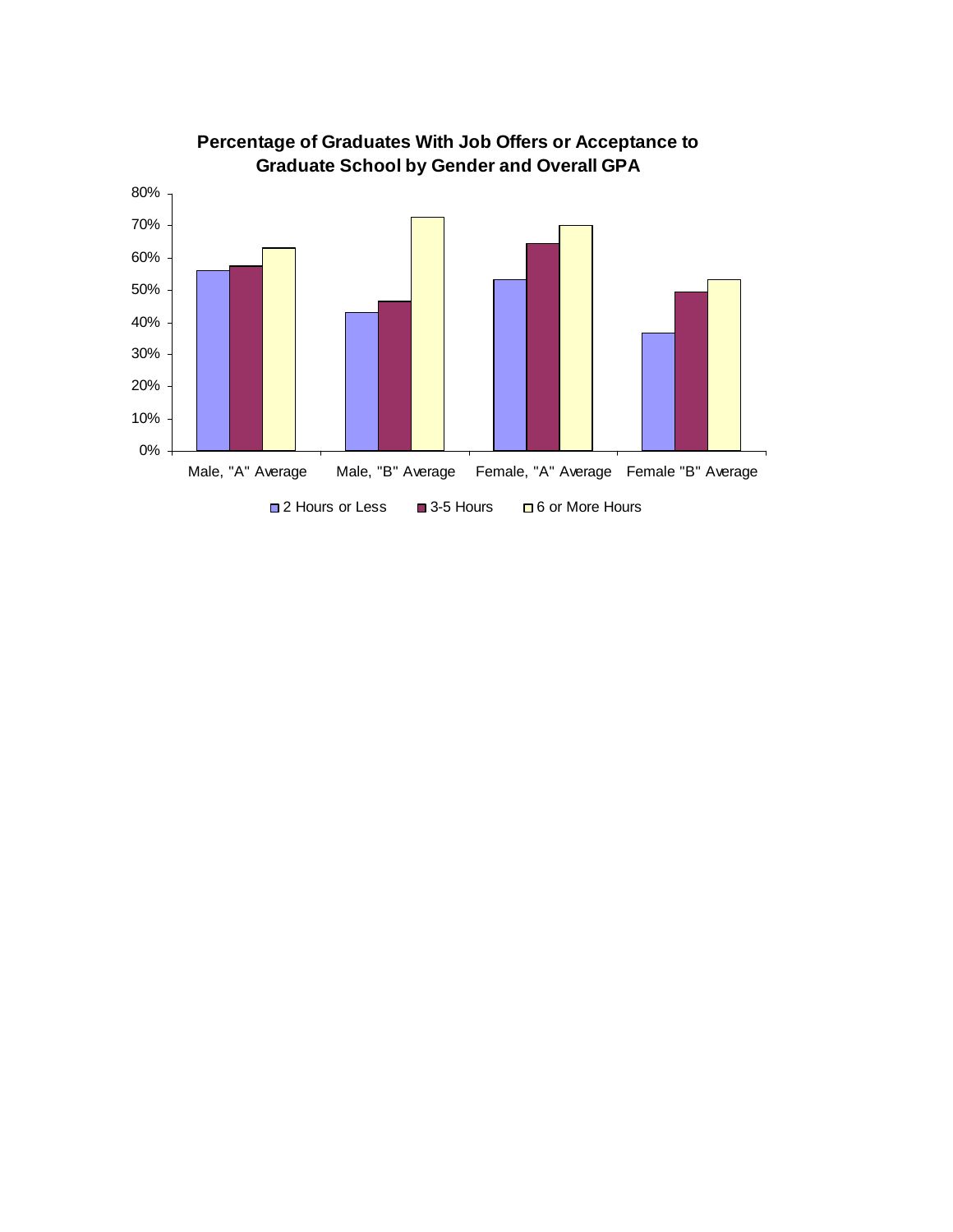**Percentage of Graduates With Job Offers or Acceptance to Graduate School by Gender and Overall GPA**

80%
70%
60%
50%
40%
30%
20%
10%
0%

Male, "A" Average
Male, "B" Average
Female, "A" Average
Female "B" Average

2 Hours or Less
3-5 Hours
6 or More Hours